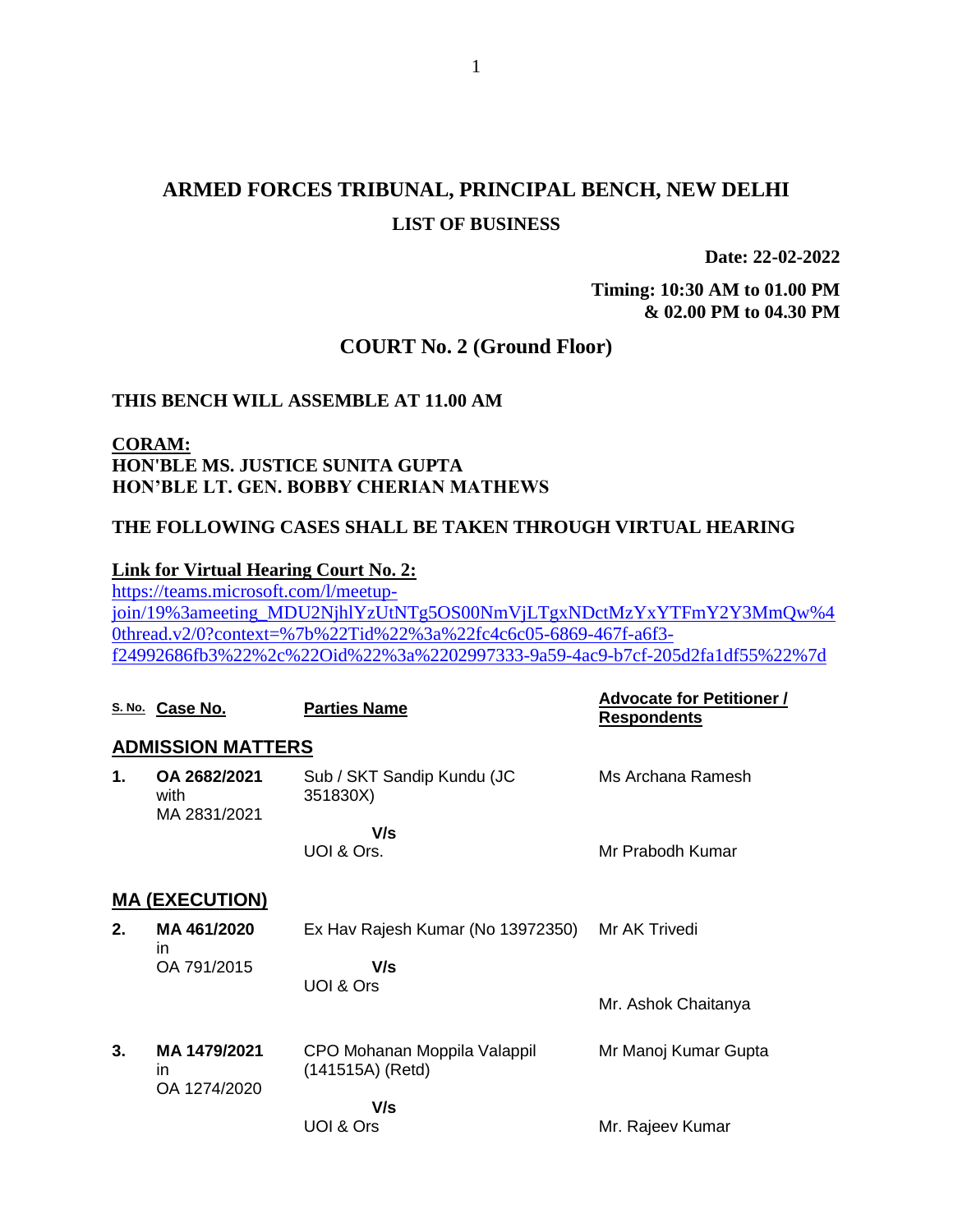# ARMED FORCES TRIBUNAL, PRINCIPAL BENCH, NEW DELHI

## LIST OF BUSINESS

**Date: 22-02-2022**

**Timing: 10:30 AM to 01.00 PM & 02.00 PM to 04.30 PM**

## COURT No. 2 (Ground Floor)

**THIS BENCH WILL ASSEMBLE AT 11.00 AM**

**CORAM:**
**HON'BLE MS. JUSTICE SUNITA GUPTA**
**HON'BLE LT. GEN. BOBBY CHERIAN MATHEWS**

**THE FOLLOWING CASES SHALL BE TAKEN THROUGH VIRTUAL HEARING**

**Link for Virtual Hearing Court No. 2:**
https://teams.microsoft.com/l/meetup-join/19%3ameeting_MDU2NjhlYzUtNTg5OS00NmVjLTgxNDctMzYxYTFmY2Y3MmQw%40thread.v2/0?context=%7b%22Tid%22%3a%22fc4c6c05-6869-467f-a6f3-f24992686fb3%22%2c%22Oid%22%3a%2202997333-9a59-4ac9-b7cf-205d2fa1df55%22%7d

| S. No. | Case No. | Parties Name | Advocate for Petitioner / Respondents |
|---|---|---|---|
| **ADMISSION MATTERS** | | | |
| 1. | OA 2682/2021 with MA 2831/2021 | Sub / SKT Sandip Kundu (JC 351830X) V/s UOI & Ors. | Ms Archana Ramesh / Mr Prabodh Kumar |
| **MA (EXECUTION)** | | | |
| 2. | MA 461/2020 in OA 791/2015 | Ex Hav Rajesh Kumar (No 13972350) V/s UOI & Ors | Mr AK Trivedi / Mr. Ashok Chaitanya |
| 3. | MA 1479/2021 in OA 1274/2020 | CPO Mohanan Moppila Valappil (141515A) (Retd) V/s UOI & Ors | Mr Manoj Kumar Gupta / Mr. Rajeev Kumar |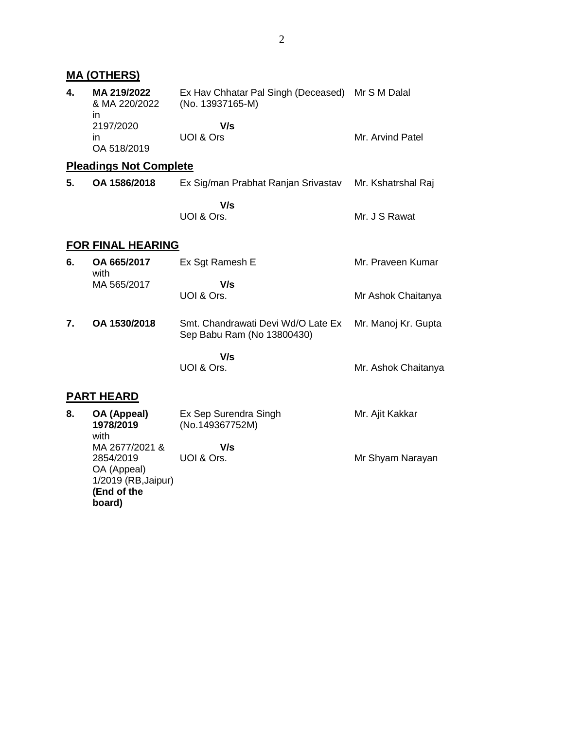## MA (OTHERS)

| | | | |
|---|---|---|---|
| **4.** | **MA 219/2022** & MA 220/2022 in 2197/2020 in OA 518/2019 | Ex Hav Chhatar Pal Singh (Deceased) (No. 13937165-M)<br>**V/s**<br>UOI & Ors | Mr S M Dalal<br><br>Mr. Arvind Patel |

## Pleadings Not Complete

| | | | |
|---|---|---|---|
| **5.** | **OA 1586/2018** | Ex Sig/man Prabhat Ranjan Srivastav<br>**V/s**<br>UOI & Ors. | Mr. Kshatrshal Raj<br><br>Mr. J S Rawat |

## FOR FINAL HEARING

| | | | |
|---|---|---|---|
| **6.** | **OA 665/2017** with MA 565/2017 | Ex Sgt Ramesh E<br>**V/s**<br>UOI & Ors. | Mr. Praveen Kumar<br><br>Mr Ashok Chaitanya |
| **7.** | **OA 1530/2018** | Smt. Chandrawati Devi Wd/O Late Ex Sep Babu Ram (No 13800430)<br>**V/s**<br>UOI & Ors. | Mr. Manoj Kr. Gupta<br><br>Mr. Ashok Chaitanya |

## PART HEARD

| | | | |
|---|---|---|---|
| **8.** | **OA (Appeal) 1978/2019** with MA 2677/2021 & 2854/2019 OA (Appeal) 1/2019 (RB,Jaipur) **(End of the board)** | Ex Sep Surendra Singh (No.149367752M)<br>**V/s**<br>UOI & Ors. | Mr. Ajit Kakkar<br><br>Mr Shyam Narayan |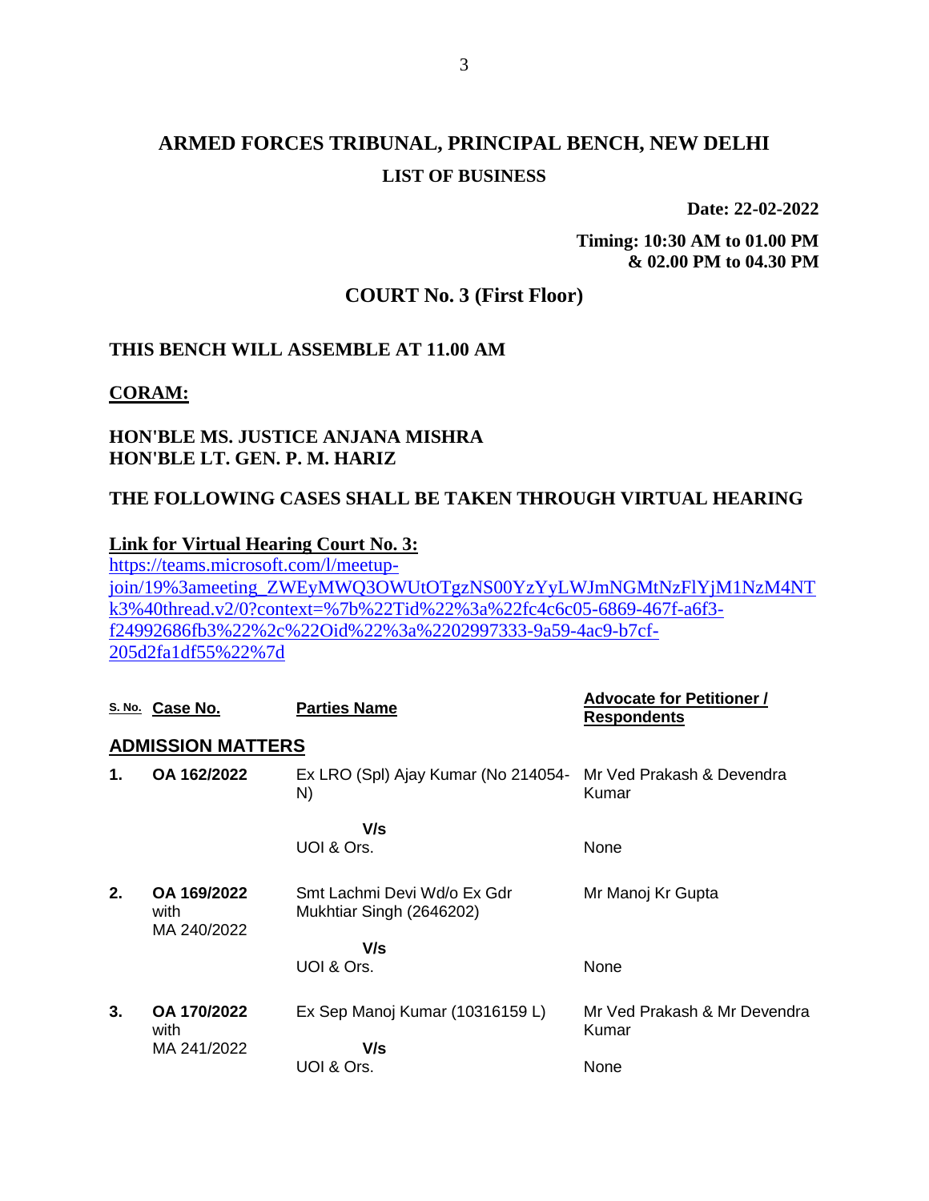# ARMED FORCES TRIBUNAL, PRINCIPAL BENCH, NEW DELHI

## LIST OF BUSINESS

**Date: 22-02-2022**

**Timing: 10:30 AM to 01.00 PM & 02.00 PM to 04.30 PM**

## COURT No. 3 (First Floor)

**THIS BENCH WILL ASSEMBLE AT 11.00 AM**

**CORAM:**

**HON'BLE MS. JUSTICE ANJANA MISHRA**
**HON'BLE LT. GEN. P. M. HARIZ**

**THE FOLLOWING CASES SHALL BE TAKEN THROUGH VIRTUAL HEARING**

**Link for Virtual Hearing Court No. 3:**
https://teams.microsoft.com/l/meetup-join/19%3ameeting_ZWEyMWQ3OWUtOTgzNS00YzYyLWJmNGMtNzFlYjM1NzM4NTk3%40thread.v2/0?context=%7b%22Tid%22%3a%22fc4c6c05-6869-467f-a6f3-f24992686fb3%22%2c%22Oid%22%3a%2202997333-9a59-4ac9-b7cf-205d2fa1df55%22%7d

| S. No. | Case No. | Parties Name | Advocate for Petitioner / Respondents |
|---|---|---|---|
| **ADMISSION MATTERS** | | | |
| **1.** | **OA 162/2022** | Ex LRO (Spl) Ajay Kumar (No 214054-N) | Mr Ved Prakash & Devendra Kumar |
| | | **V/s** | |
| | | UOI & Ors. | None |
| **2.** | **OA 169/2022** with MA 240/2022 | Smt Lachmi Devi Wd/o Ex Gdr Mukhtiar Singh (2646202) | Mr Manoj Kr Gupta |
| | | **V/s** | |
| | | UOI & Ors. | None |
| **3.** | **OA 170/2022** with MA 241/2022 | Ex Sep Manoj Kumar (10316159 L) | Mr Ved Prakash & Mr Devendra Kumar |
| | | **V/s** | |
| | | UOI & Ors. | None |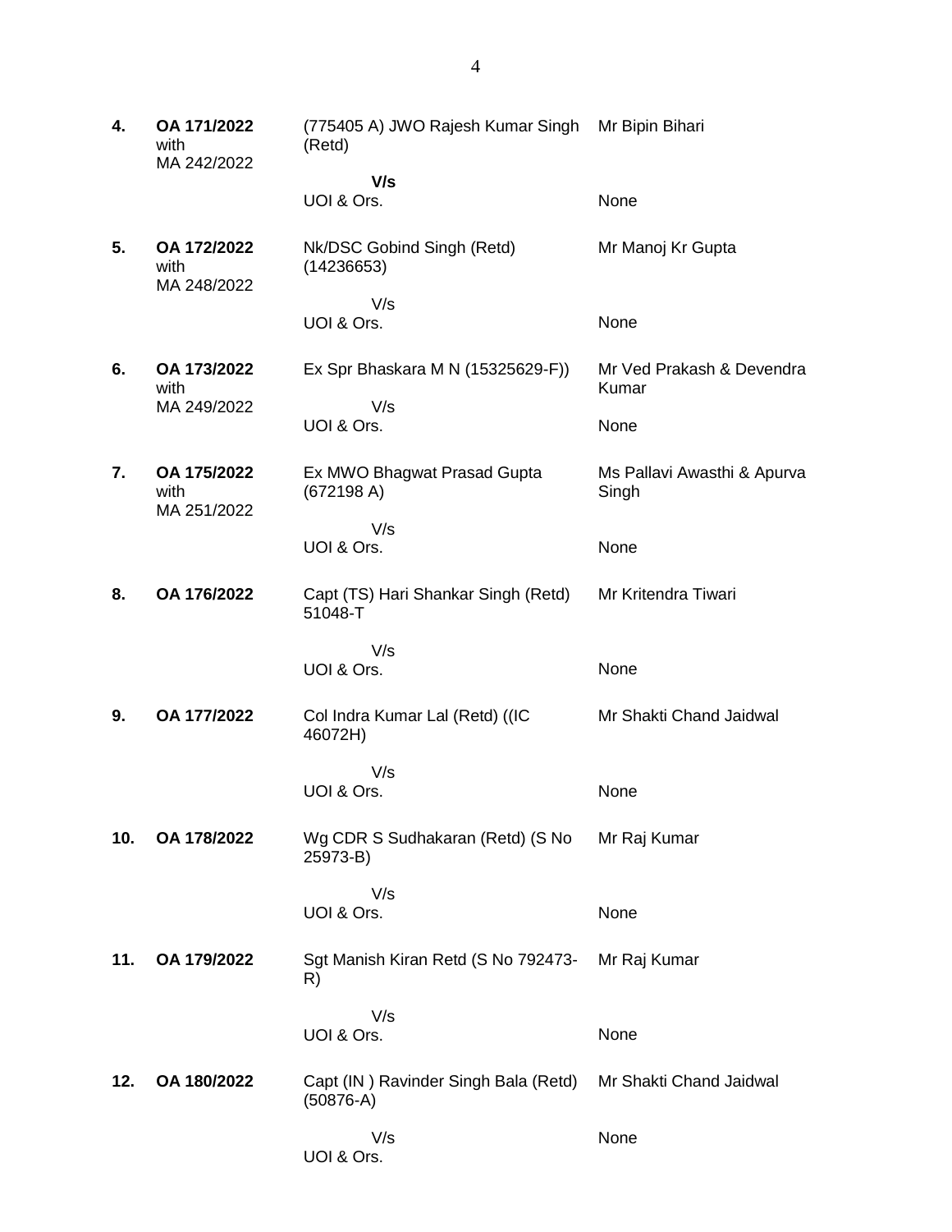| | | | |
|---|---|---|---|
| **4.** | **OA 171/2022** with MA 242/2022 | (775405 A) JWO Rajesh Kumar Singh (Retd) | Mr Bipin Bihari |
| | | **V/s** | |
| | | UOI & Ors. | None |
| **5.** | **OA 172/2022** with MA 248/2022 | Nk/DSC Gobind Singh (Retd) (14236653) | Mr Manoj Kr Gupta |
| | | V/s | |
| | | UOI & Ors. | None |
| **6.** | **OA 173/2022** with MA 249/2022 | Ex Spr Bhaskara M N (15325629-F)) | Mr Ved Prakash & Devendra Kumar |
| | | V/s | |
| | | UOI & Ors. | None |
| **7.** | **OA 175/2022** with MA 251/2022 | Ex MWO Bhagwat Prasad Gupta (672198 A) | Ms Pallavi Awasthi & Apurva Singh |
| | | V/s | |
| | | UOI & Ors. | None |
| **8.** | **OA 176/2022** | Capt (TS) Hari Shankar Singh (Retd) 51048-T | Mr Kritendra Tiwari |
| | | V/s | |
| | | UOI & Ors. | None |
| **9.** | **OA 177/2022** | Col Indra Kumar Lal (Retd) ((IC 46072H) | Mr Shakti Chand Jaidwal |
| | | V/s | |
| | | UOI & Ors. | None |
| **10.** | **OA 178/2022** | Wg CDR S Sudhakaran (Retd) (S No 25973-B) | Mr Raj Kumar |
| | | V/s | |
| | | UOI & Ors. | None |
| **11.** | **OA 179/2022** | Sgt Manish Kiran Retd (S No 792473-R) | Mr Raj Kumar |
| | | V/s | |
| | | UOI & Ors. | None |
| **12.** | **OA 180/2022** | Capt (IN ) Ravinder Singh Bala (Retd) (50876-A) | Mr Shakti Chand Jaidwal |
| | | V/s | None |
| | | UOI & Ors. | |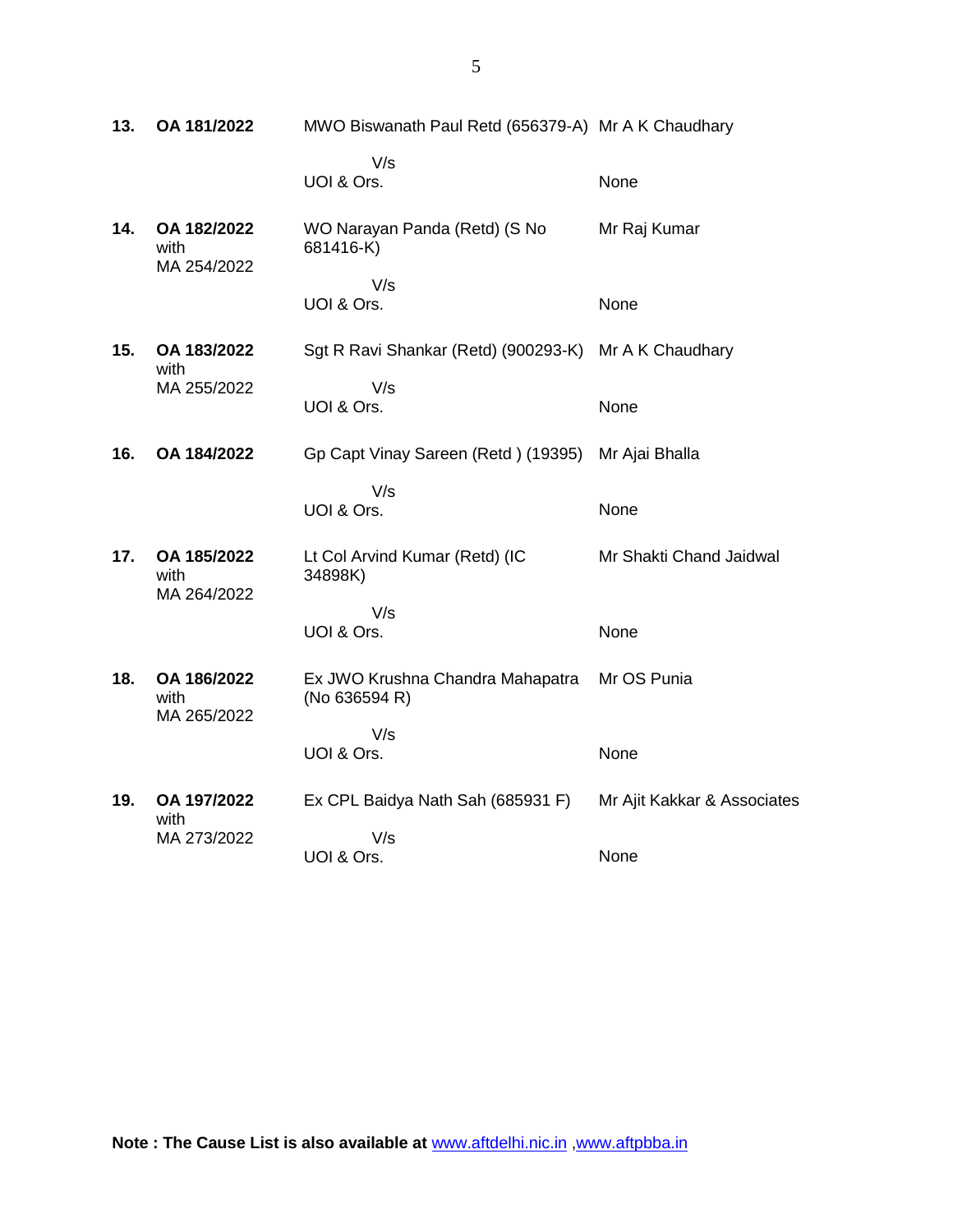| | | | |
|---|---|---|---|
| **13.** | **OA 181/2022** | MWO Biswanath Paul Retd (656379-A)<br>V/s<br>UOI & Ors. | Mr A K Chaudhary<br><br>None |
| **14.** | **OA 182/2022** with MA 254/2022 | WO Narayan Panda (Retd) (S No 681416-K)<br>V/s<br>UOI & Ors. | Mr Raj Kumar<br><br>None |
| **15.** | **OA 183/2022** with MA 255/2022 | Sgt R Ravi Shankar (Retd) (900293-K)<br>V/s<br>UOI & Ors. | Mr A K Chaudhary<br><br>None |
| **16.** | **OA 184/2022** | Gp Capt Vinay Sareen (Retd ) (19395)<br>V/s<br>UOI & Ors. | Mr Ajai Bhalla<br><br>None |
| **17.** | **OA 185/2022** with MA 264/2022 | Lt Col Arvind Kumar (Retd) (IC 34898K)<br>V/s<br>UOI & Ors. | Mr Shakti Chand Jaidwal<br><br>None |
| **18.** | **OA 186/2022** with MA 265/2022 | Ex JWO Krushna Chandra Mahapatra (No 636594 R)<br>V/s<br>UOI & Ors. | Mr OS Punia<br><br>None |
| **19.** | **OA 197/2022** with MA 273/2022 | Ex CPL Baidya Nath Sah (685931 F)<br>V/s<br>UOI & Ors. | Mr Ajit Kakkar & Associates<br><br>None |

**Note : The Cause List is also available at** www.aftdelhi.nic.in ,www.aftpbba.in